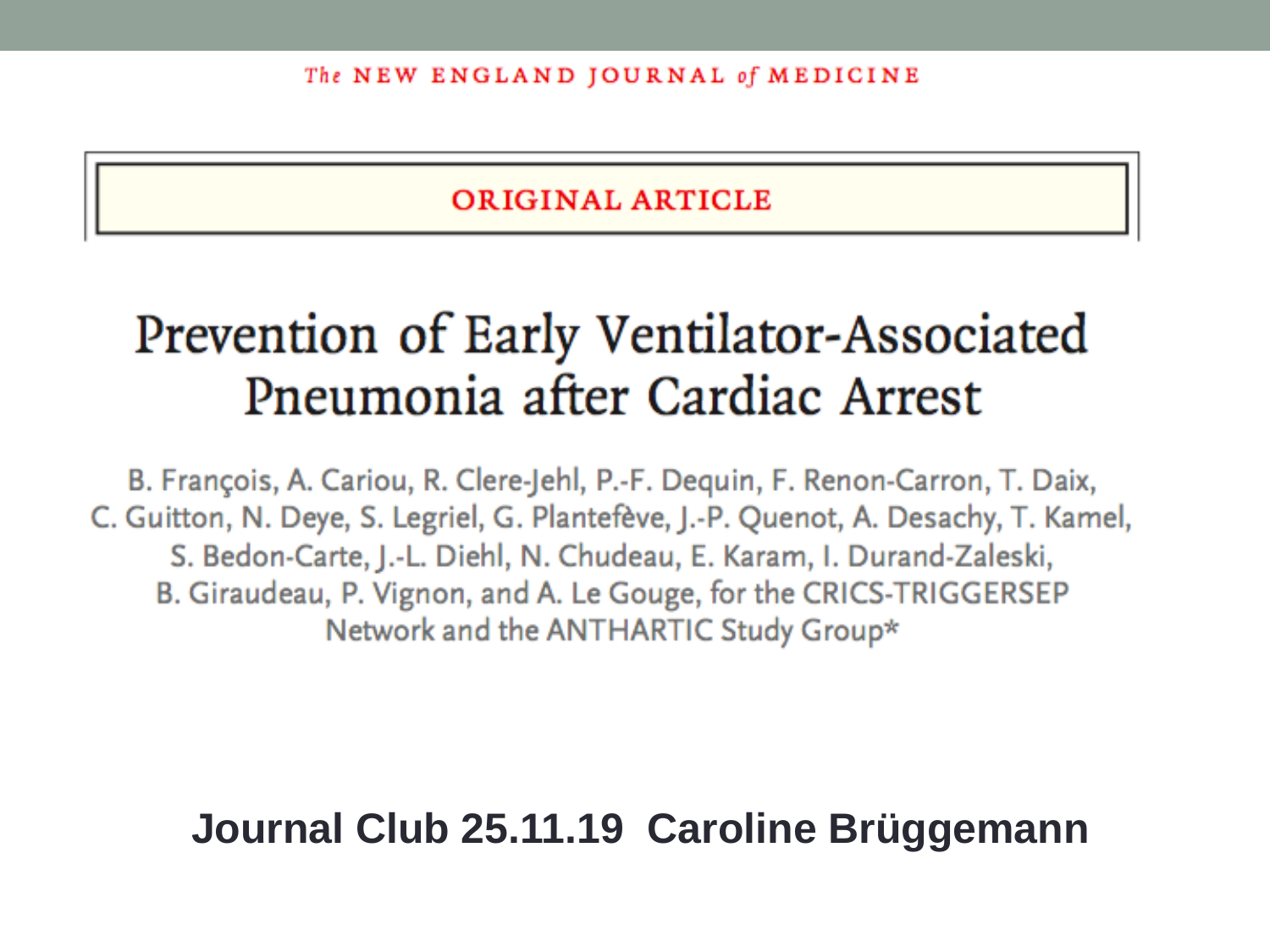The NEW ENGLAND JOURNAL of MEDICINE

ORIGINAL ARTICLE

# Prevention of Early Ventilator-Associated Pneumonia after Cardiac Arrest

B. François, A. Cariou, R. Clere-Jehl, P.-F. Dequin, F. Renon-Carron, T. Daix, C. Guitton, N. Deye, S. Legriel, G. Plantefève, J.-P. Quenot, A. Desachy, T. Kamel, S. Bedon-Carte, J.-L. Diehl, N. Chudeau, E. Karam, I. Durand-Zaleski, B. Giraudeau, P. Vignon, and A. Le Gouge, for the CRICS-TRIGGERSEP Network and the ANTHARTIC Study Group*

**Journal Club 25.11.19 Caroline Brüggemann**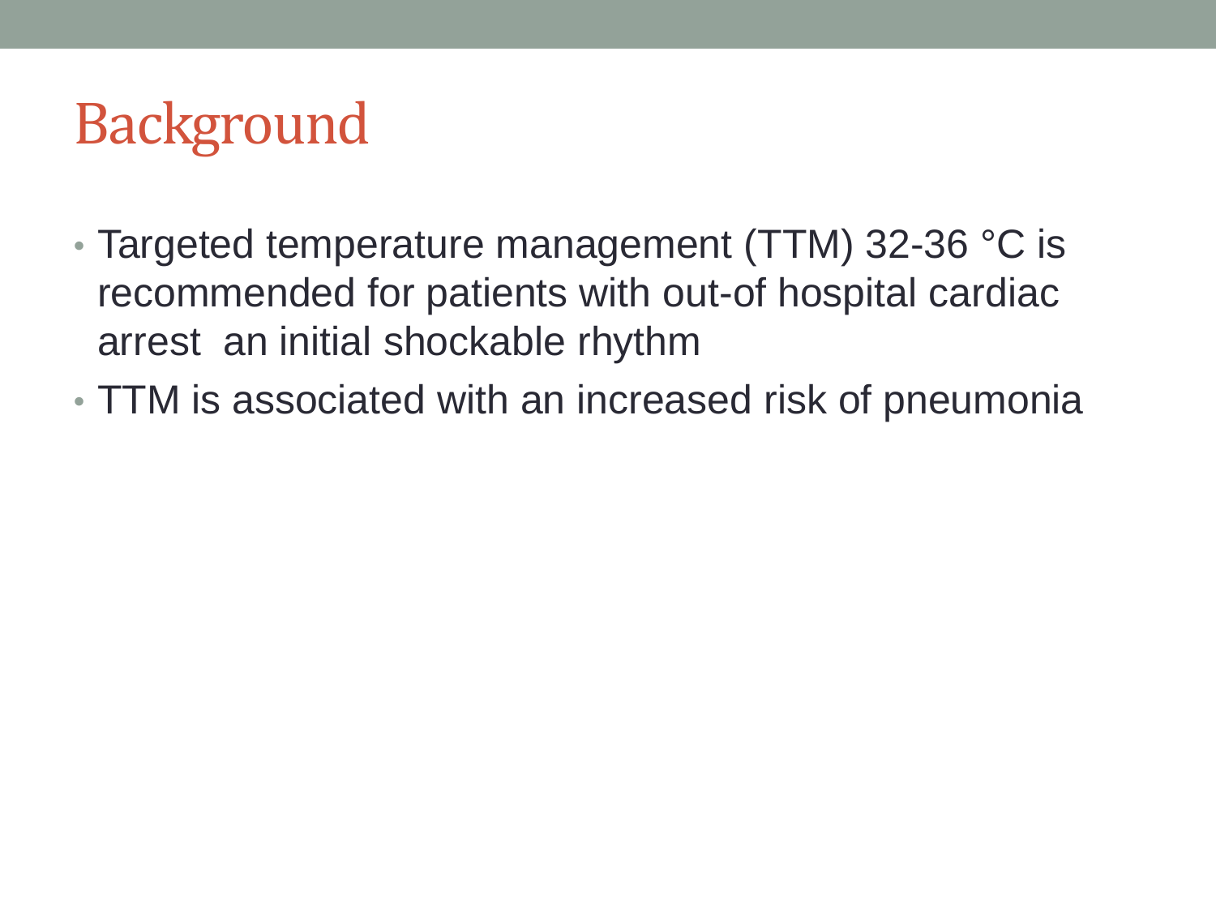# Background

- Targeted temperature management (TTM) 32-36 °C is recommended for patients with out-of hospital cardiac arrest an initial shockable rhythm
- TTM is associated with an increased risk of pneumonia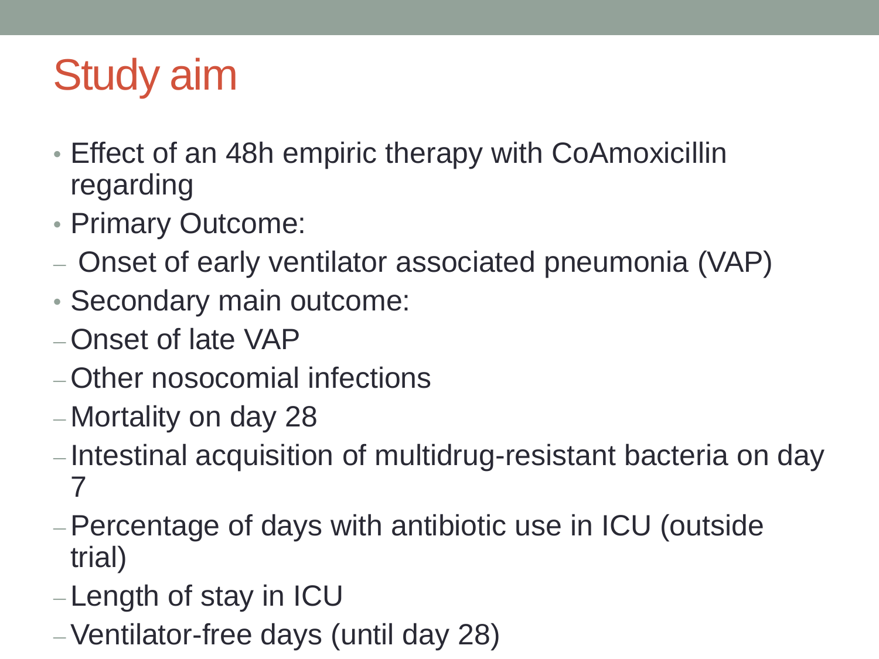# Study aim

- Effect of an 48h empiric therapy with CoAmoxicillin regarding
- Primary Outcome:
  - Onset of early ventilator associated pneumonia (VAP)
- Secondary main outcome:
  - Onset of late VAP
  - Other nosocomial infections
  - Mortality on day 28
  - Intestinal acquisition of multidrug-resistant bacteria on day 7
  - Percentage of days with antibiotic use in ICU (outside trial)
  - Length of stay in ICU
  - Ventilator-free days (until day 28)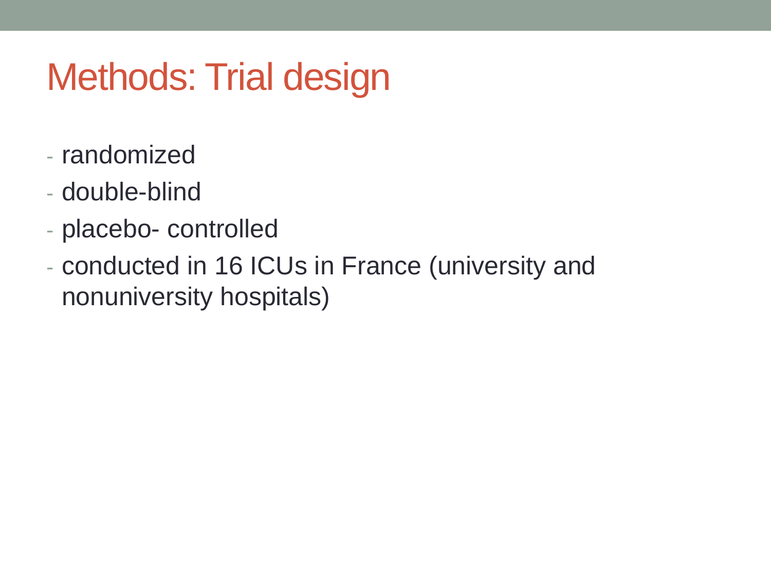# Methods: Trial design

- randomized
- double-blind
- placebo- controlled
- conducted in 16 ICUs in France (university and nonuniversity hospitals)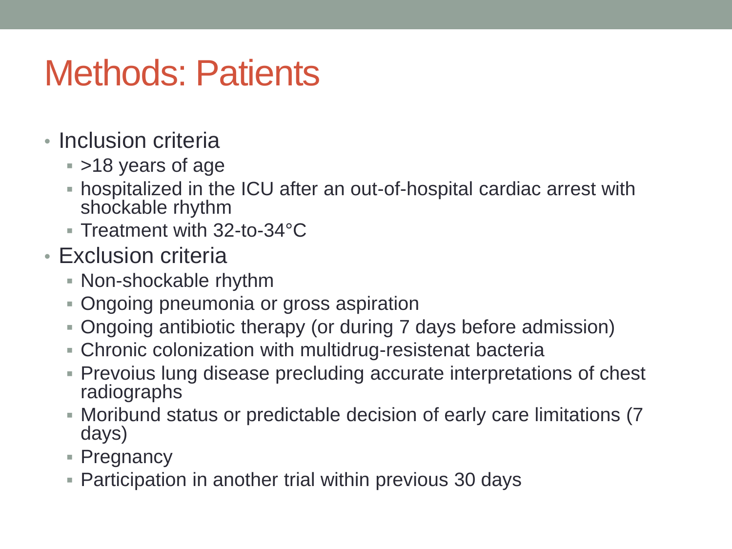# Methods: Patients

- Inclusion criteria
  - >18 years of age
  - hospitalized in the ICU after an out-of-hospital cardiac arrest with shockable rhythm
  - Treatment with 32-to-34°C
- Exclusion criteria
  - Non-shockable rhythm
  - Ongoing pneumonia or gross aspiration
  - Ongoing antibiotic therapy (or during 7 days before admission)
  - Chronic colonization with multidrug-resistenat bacteria
  - Prevoius lung disease precluding accurate interpretations of chest radiographs
  - Moribund status or predictable decision of early care limitations (7 days)
  - Pregnancy
  - Participation in another trial within previous 30 days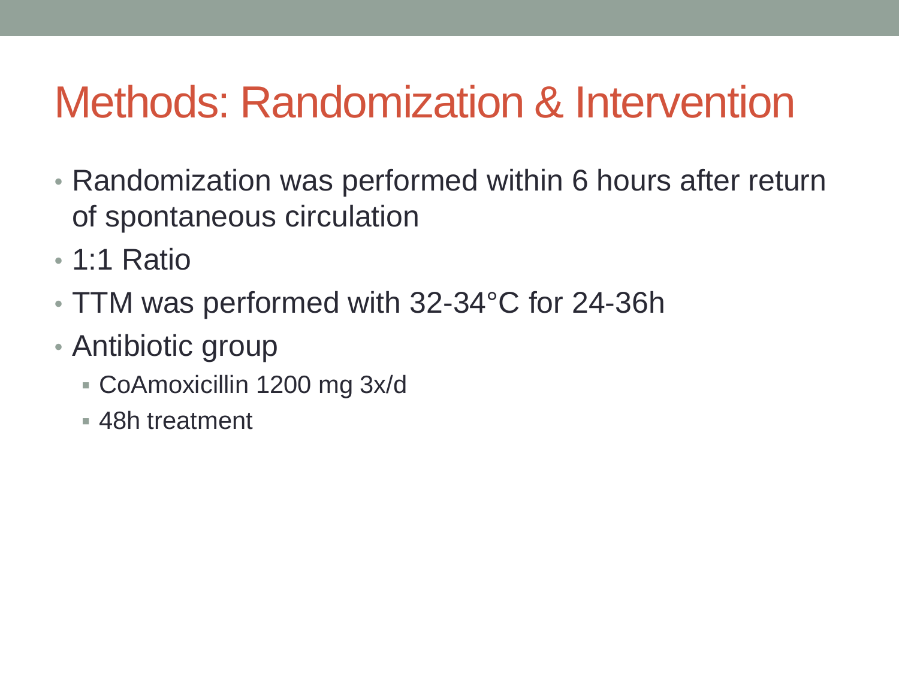# Methods: Randomization & Intervention

- Randomization was performed within 6 hours after return of spontaneous circulation
- 1:1 Ratio
- TTM was performed with 32-34°C for 24-36h
- Antibiotic group
  - CoAmoxicillin 1200 mg 3x/d
  - 48h treatment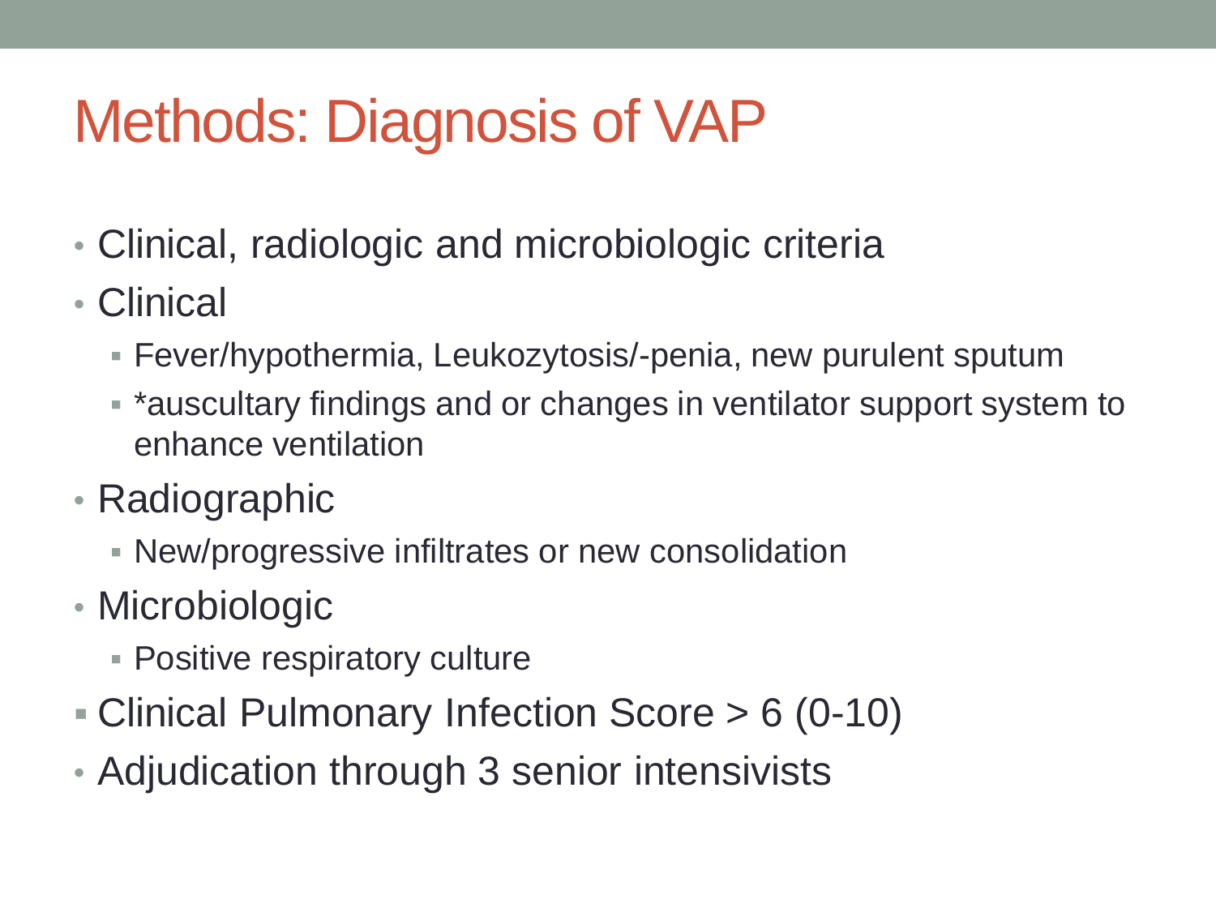# Methods: Diagnosis of VAP

- Clinical, radiologic and microbiologic criteria
- Clinical
  - Fever/hypothermia, Leukozytosis/-penia, new purulent sputum
  - *auscultary findings and or changes in ventilator support system to enhance ventilation
- Radiographic
  - New/progressive infiltrates or new consolidation
- Microbiologic
  - Positive respiratory culture
- Clinical Pulmonary Infection Score > 6 (0-10)
- Adjudication through 3 senior intensivists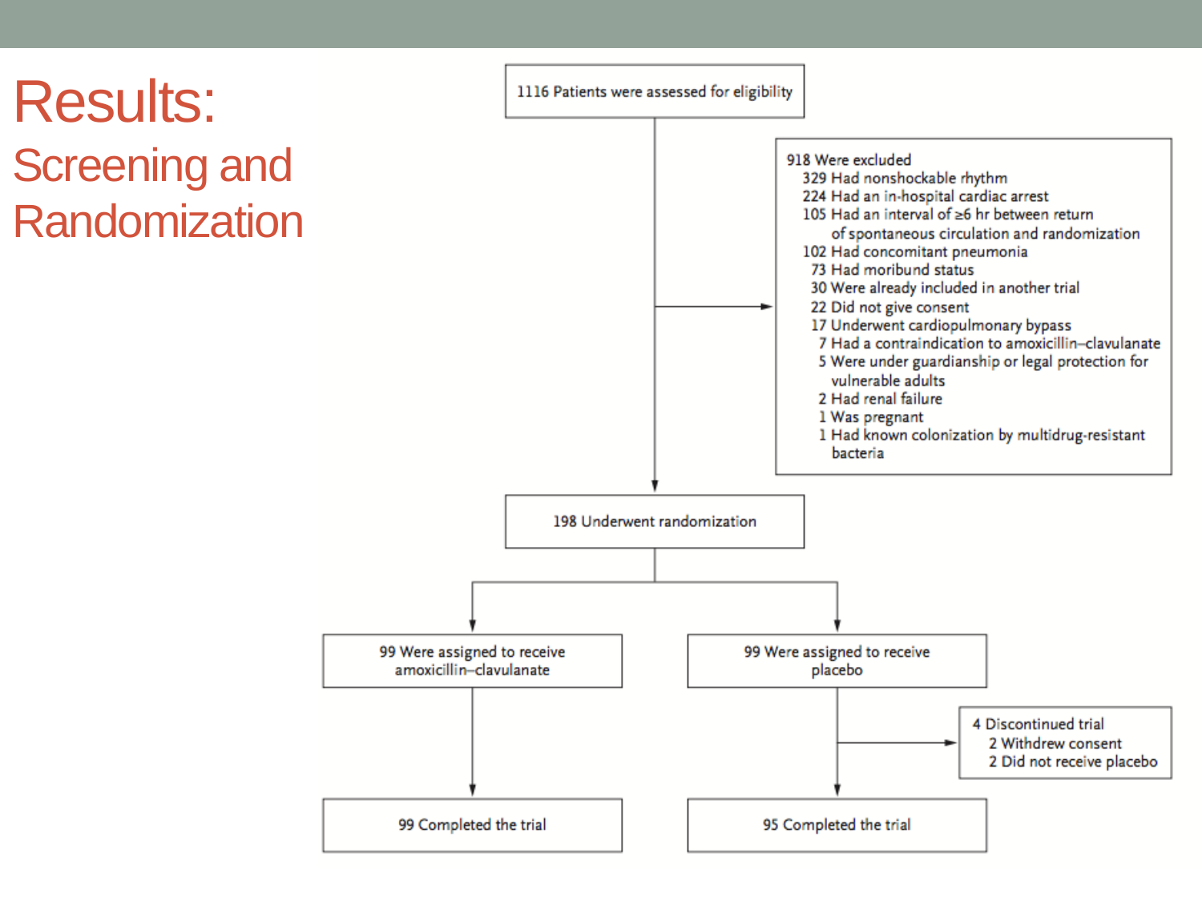# Results:

## Screening and Randomization

1116 Patients were assessed for eligibility

918 Were excluded
- 329 Had nonshockable rhythm
- 224 Had an in-hospital cardiac arrest
- 105 Had an interval of ≥6 hr between return of spontaneous circulation and randomization
- 102 Had concomitant pneumonia
- 73 Had moribund status
- 30 Were already included in another trial
- 22 Did not give consent
- 17 Underwent cardiopulmonary bypass
- 7 Had a contraindication to amoxicillin–clavulanate
- 5 Were under guardianship or legal protection for vulnerable adults
- 2 Had renal failure
- 1 Was pregnant
- 1 Had known colonization by multidrug-resistant bacteria

198 Underwent randomization

99 Were assigned to receive amoxicillin–clavulanate

99 Were assigned to receive placebo

4 Discontinued trial
- 2 Withdrew consent
- 2 Did not receive placebo

99 Completed the trial

95 Completed the trial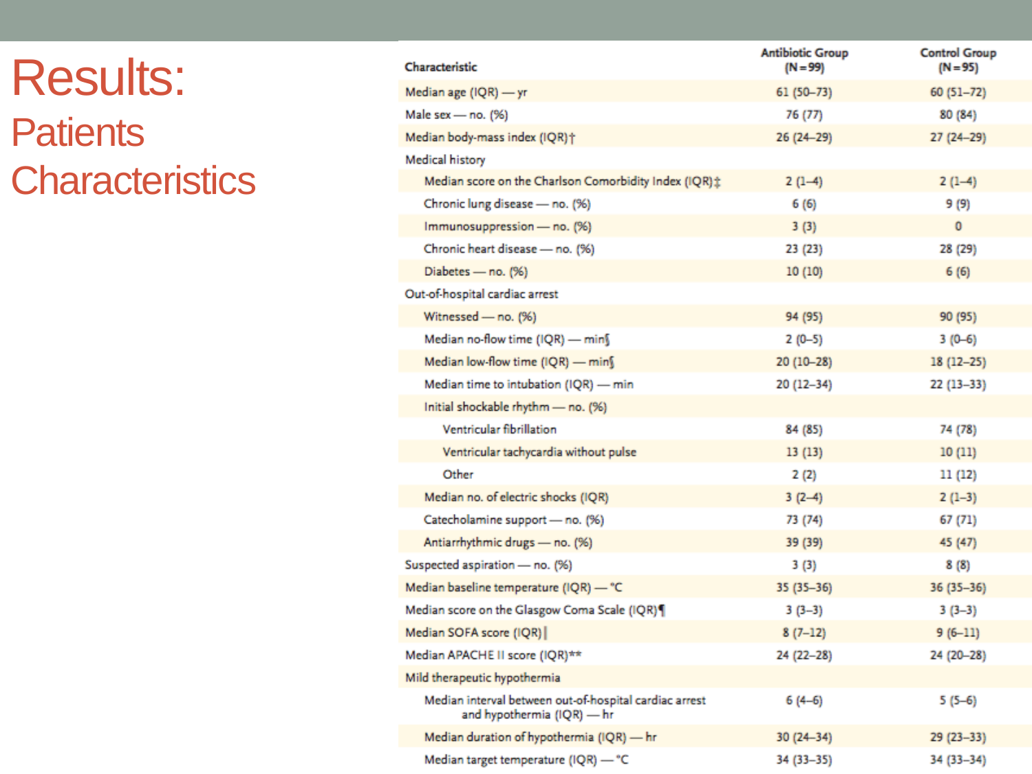# Results:

## Patients Characteristics

| Characteristic | Antibiotic Group (N=99) | Control Group (N=95) |
|---|---|---|
| Median age (IQR) — yr | 61 (50–73) | 60 (51–72) |
| Male sex — no. (%) | 76 (77) | 80 (84) |
| Median body-mass index (IQR)† | 26 (24–29) | 27 (24–29) |
| Medical history | | |
| Median score on the Charlson Comorbidity Index (IQR)‡ | 2 (1–4) | 2 (1–4) |
| Chronic lung disease — no. (%) | 6 (6) | 9 (9) |
| Immunosuppression — no. (%) | 3 (3) | 0 |
| Chronic heart disease — no. (%) | 23 (23) | 28 (29) |
| Diabetes — no. (%) | 10 (10) | 6 (6) |
| Out-of-hospital cardiac arrest | | |
| Witnessed — no. (%) | 94 (95) | 90 (95) |
| Median no-flow time (IQR) — min§ | 2 (0–5) | 3 (0–6) |
| Median low-flow time (IQR) — min§ | 20 (10–28) | 18 (12–25) |
| Median time to intubation (IQR) — min | 20 (12–34) | 22 (13–33) |
| Initial shockable rhythm — no. (%) | | |
| Ventricular fibrillation | 84 (85) | 74 (78) |
| Ventricular tachycardia without pulse | 13 (13) | 10 (11) |
| Other | 2 (2) | 11 (12) |
| Median no. of electric shocks (IQR) | 3 (2–4) | 2 (1–3) |
| Catecholamine support — no. (%) | 73 (74) | 67 (71) |
| Antiarrhythmic drugs — no. (%) | 39 (39) | 45 (47) |
| Suspected aspiration — no. (%) | 3 (3) | 8 (8) |
| Median baseline temperature (IQR) — °C | 35 (35–36) | 36 (35–36) |
| Median score on the Glasgow Coma Scale (IQR)¶ | 3 (3–3) | 3 (3–3) |
| Median SOFA score (IQR)‖ | 8 (7–12) | 9 (6–11) |
| Median APACHE II score (IQR)** | 24 (22–28) | 24 (20–28) |
| Mild therapeutic hypothermia | | |
| Median interval between out-of-hospital cardiac arrest and hypothermia (IQR) — hr | 6 (4–6) | 5 (5–6) |
| Median duration of hypothermia (IQR) — hr | 30 (24–34) | 29 (23–33) |
| Median target temperature (IQR) — °C | 34 (33–35) | 34 (33–34) |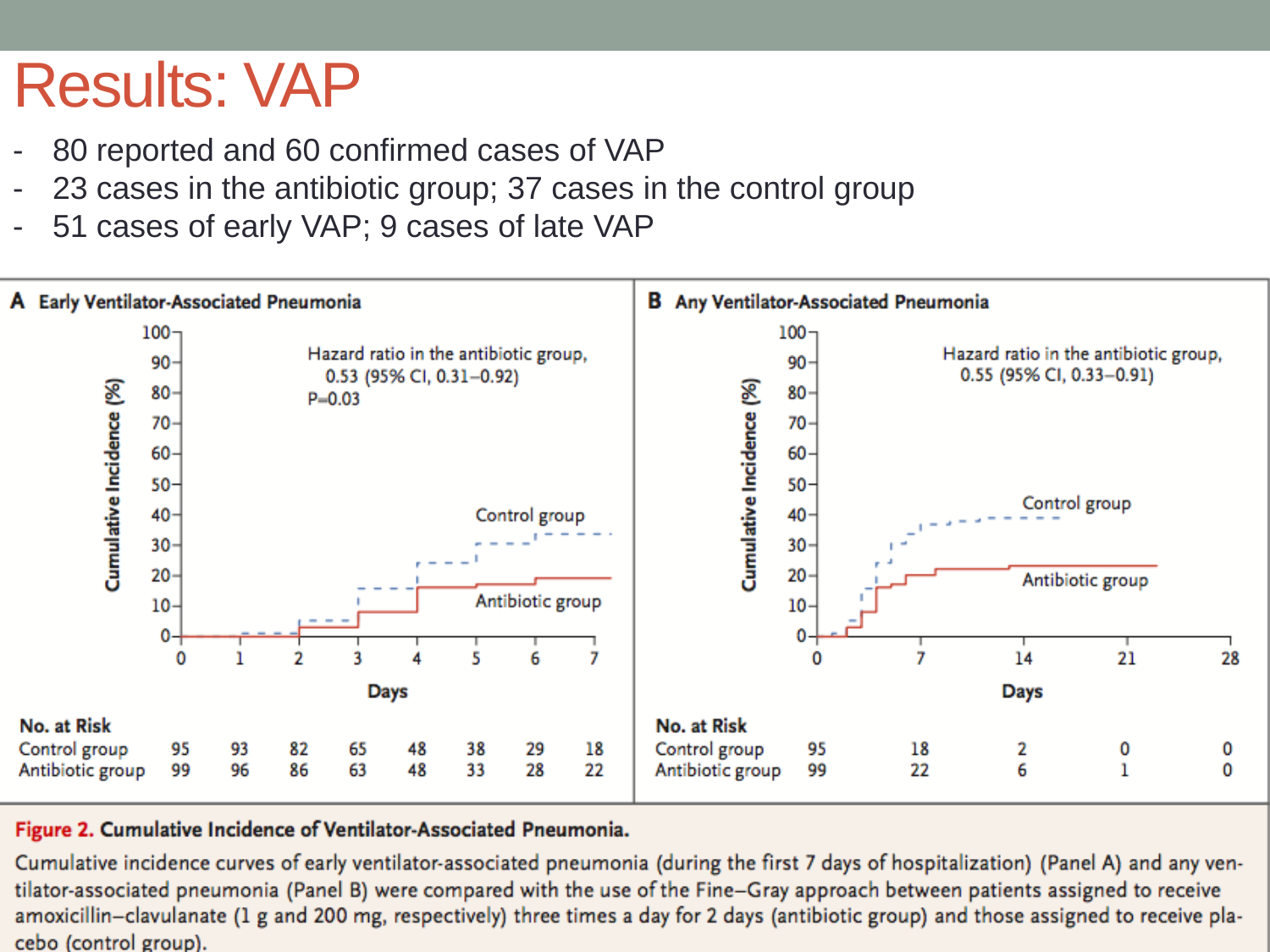# Results: VAP

- 80 reported and 60 confirmed cases of VAP
- 23 cases in the antibiotic group; 37 cases in the control group
- 51 cases of early VAP; 9 cases of late VAP

**A Early Ventilator-Associated Pneumonia**

Hazard ratio in the antibiotic group, 0.53 (95% CI, 0.31–0.92) P=0.03

| No. at Risk | 0 | 1 | 2 | 3 | 4 | 5 | 6 | 7 |
|---|---|---|---|---|---|---|---|---|
| Control group | 95 | 93 | 82 | 65 | 48 | 38 | 29 | 18 |
| Antibiotic group | 99 | 96 | 86 | 63 | 48 | 33 | 28 | 22 |

**B Any Ventilator-Associated Pneumonia**

Hazard ratio in the antibiotic group, 0.55 (95% CI, 0.33–0.91)

| No. at Risk | 0 | 7 | 14 | 21 | 28 |
|---|---|---|---|---|---|
| Control group | 95 | 18 | 2 | 0 | 0 |
| Antibiotic group | 99 | 22 | 6 | 1 | 0 |

**Figure 2. Cumulative Incidence of Ventilator-Associated Pneumonia.**

Cumulative incidence curves of early ventilator-associated pneumonia (during the first 7 days of hospitalization) (Panel A) and any ventilator-associated pneumonia (Panel B) were compared with the use of the Fine–Gray approach between patients assigned to receive amoxicillin–clavulanate (1 g and 200 mg, respectively) three times a day for 2 days (antibiotic group) and those assigned to receive placebo (control group).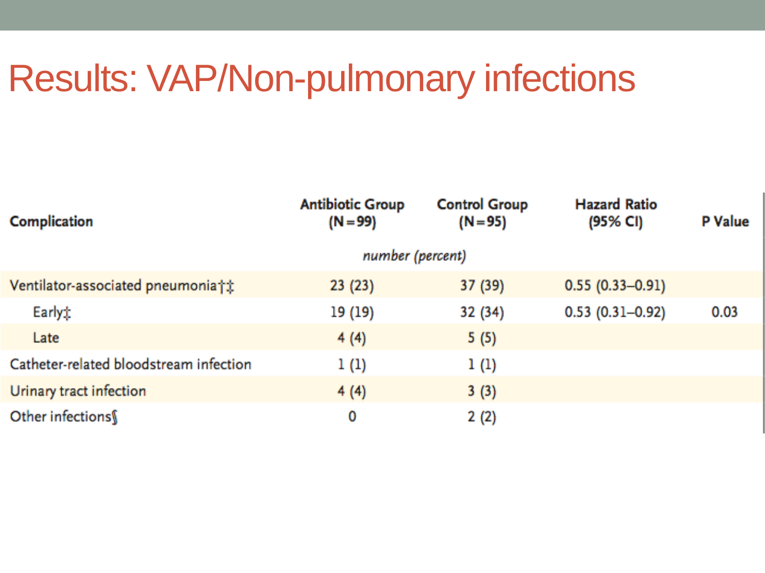# Results: VAP/Non-pulmonary infections

| Complication | Antibiotic Group (N=99) | Control Group (N=95) | Hazard Ratio (95% CI) | P Value |
|---|---|---|---|---|
| | *number (percent)* | | | |
| Ventilator-associated pneumonia†‡ | 23 (23) | 37 (39) | 0.55 (0.33–0.91) | |
| Early‡ | 19 (19) | 32 (34) | 0.53 (0.31–0.92) | 0.03 |
| Late | 4 (4) | 5 (5) | | |
| Catheter-related bloodstream infection | 1 (1) | 1 (1) | | |
| Urinary tract infection | 4 (4) | 3 (3) | | |
| Other infections§ | 0 | 2 (2) | | |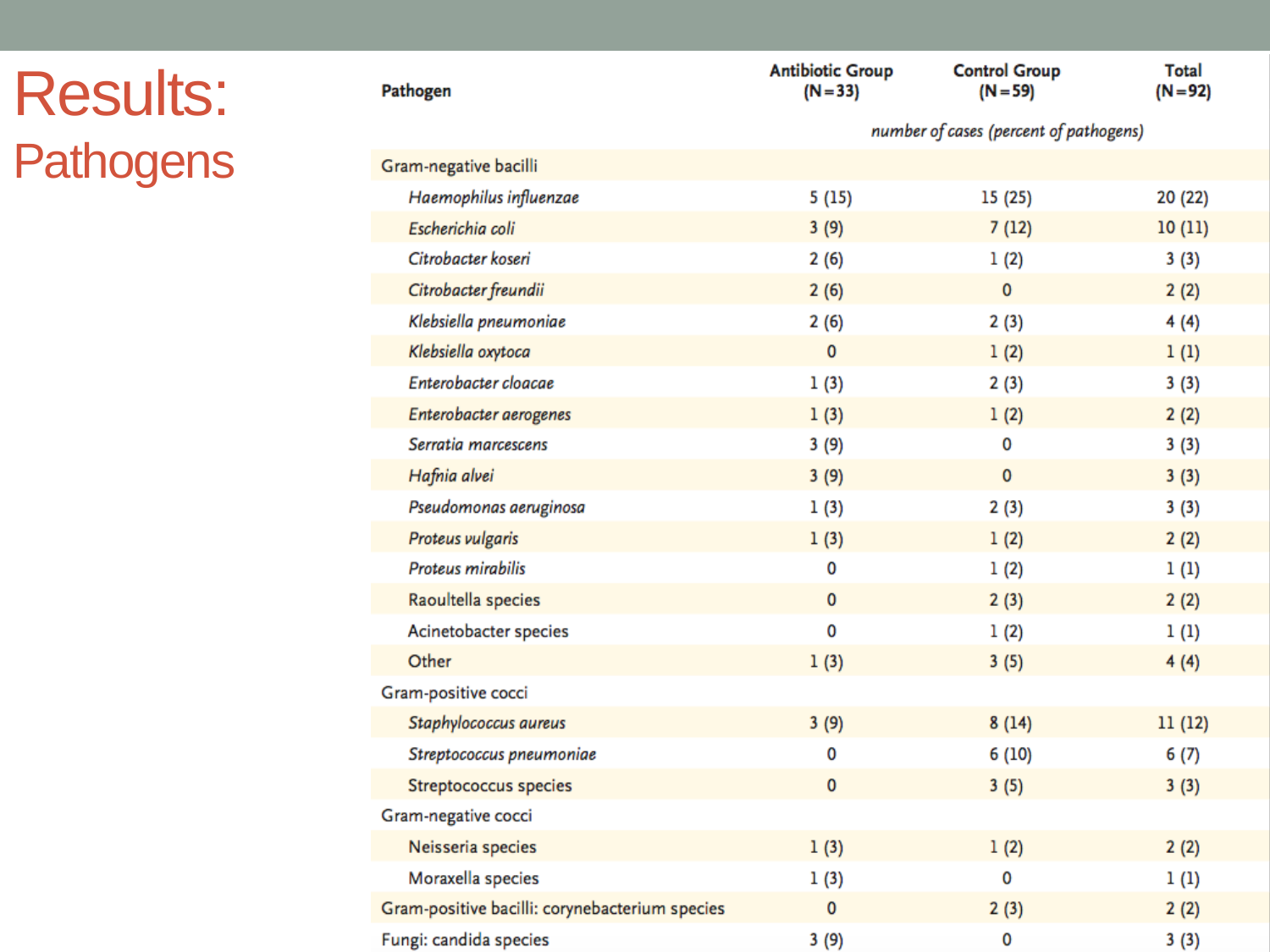# Results:

## Pathogens

| Pathogen | Antibiotic Group (N=33) | Control Group (N=59) | Total (N=92) |
|---|---|---|---|
| | *number of cases (percent of pathogens)* | | |
| Gram-negative bacilli | | | |
| *Haemophilus influenzae* | 5 (15) | 15 (25) | 20 (22) |
| *Escherichia coli* | 3 (9) | 7 (12) | 10 (11) |
| *Citrobacter koseri* | 2 (6) | 1 (2) | 3 (3) |
| *Citrobacter freundii* | 2 (6) | 0 | 2 (2) |
| *Klebsiella pneumoniae* | 2 (6) | 2 (3) | 4 (4) |
| *Klebsiella oxytoca* | 0 | 1 (2) | 1 (1) |
| *Enterobacter cloacae* | 1 (3) | 2 (3) | 3 (3) |
| *Enterobacter aerogenes* | 1 (3) | 1 (2) | 2 (2) |
| *Serratia marcescens* | 3 (9) | 0 | 3 (3) |
| *Hafnia alvei* | 3 (9) | 0 | 3 (3) |
| *Pseudomonas aeruginosa* | 1 (3) | 2 (3) | 3 (3) |
| *Proteus vulgaris* | 1 (3) | 1 (2) | 2 (2) |
| *Proteus mirabilis* | 0 | 1 (2) | 1 (1) |
| Raoultella species | 0 | 2 (3) | 2 (2) |
| Acinetobacter species | 0 | 1 (2) | 1 (1) |
| Other | 1 (3) | 3 (5) | 4 (4) |
| Gram-positive cocci | | | |
| *Staphylococcus aureus* | 3 (9) | 8 (14) | 11 (12) |
| *Streptococcus pneumoniae* | 0 | 6 (10) | 6 (7) |
| Streptococcus species | 0 | 3 (5) | 3 (3) |
| Gram-negative cocci | | | |
| Neisseria species | 1 (3) | 1 (2) | 2 (2) |
| Moraxella species | 1 (3) | 0 | 1 (1) |
| Gram-positive bacilli: corynebacterium species | 0 | 2 (3) | 2 (2) |
| Fungi: candida species | 3 (9) | 0 | 3 (3) |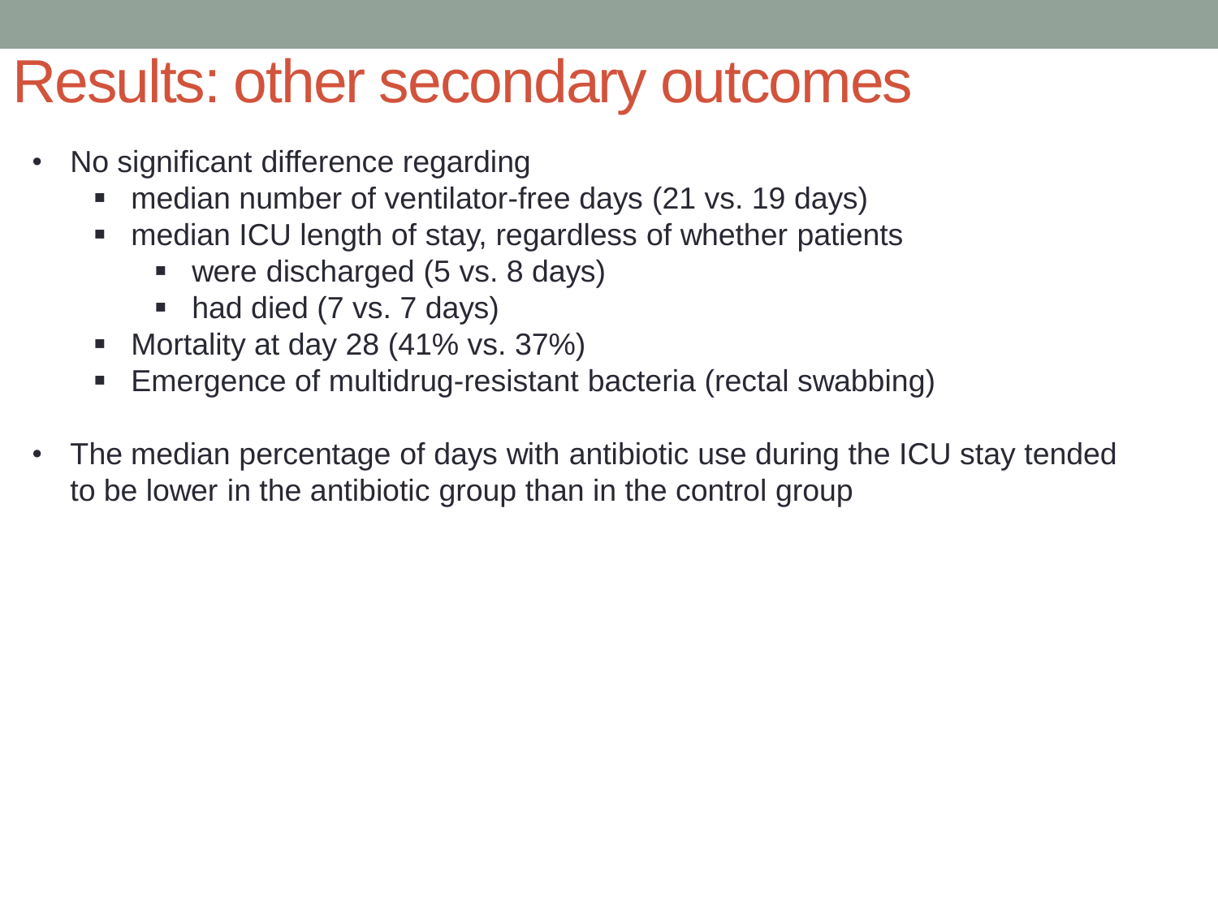# Results: other secondary outcomes

- No significant difference regarding
  - median number of ventilator-free days (21 vs. 19 days)
  - median ICU length of stay, regardless of whether patients
    - were discharged (5 vs. 8 days)
    - had died (7 vs. 7 days)
  - Mortality at day 28 (41% vs. 37%)
  - Emergence of multidrug-resistant bacteria (rectal swabbing)

- The median percentage of days with antibiotic use during the ICU stay tended to be lower in the antibiotic group than in the control group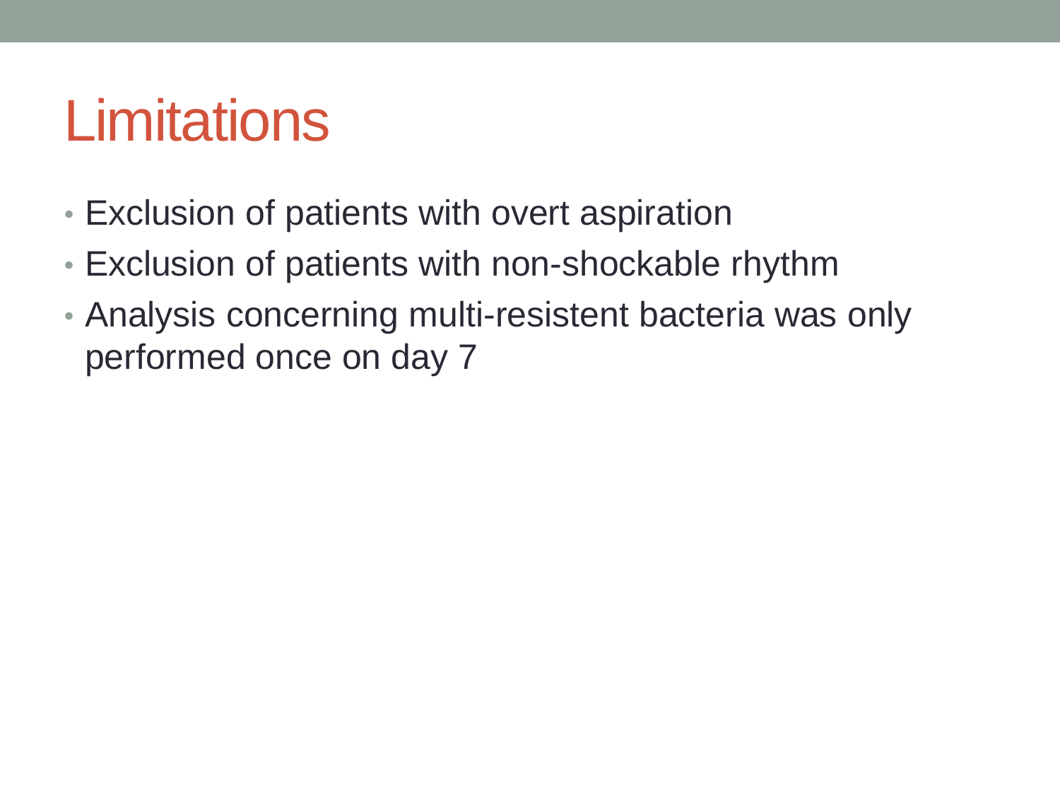# Limitations

- Exclusion of patients with overt aspiration
- Exclusion of patients with non-shockable rhythm
- Analysis concerning multi-resistent bacteria was only performed once on day 7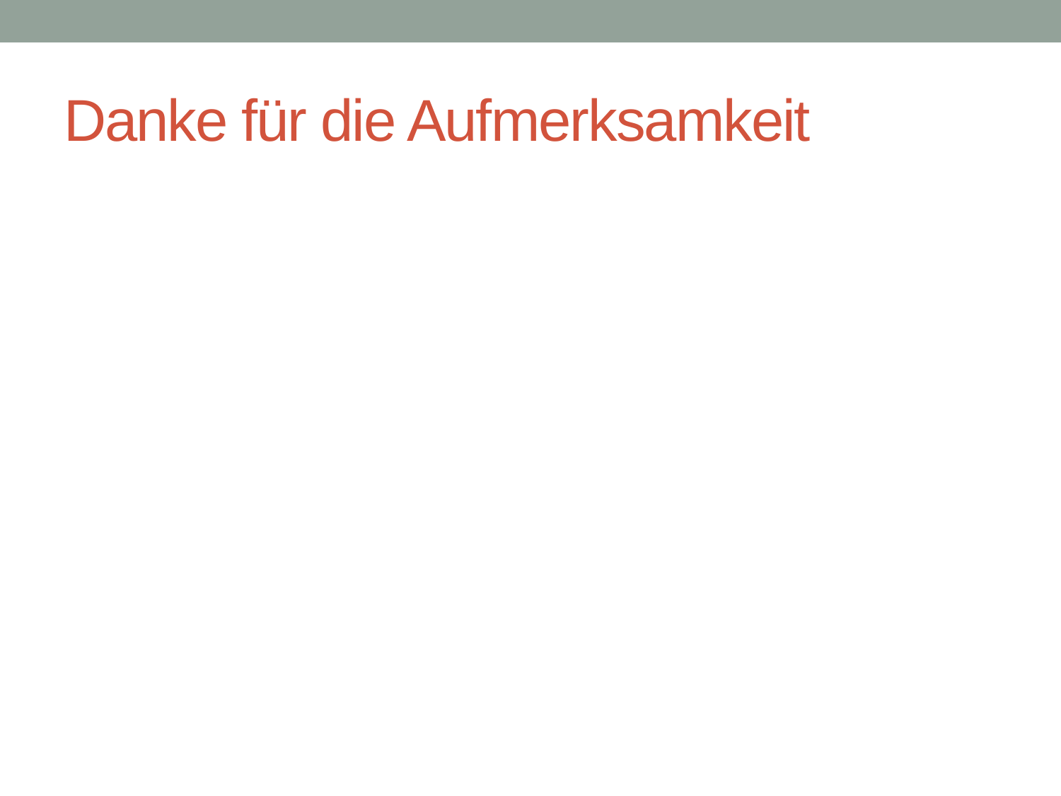# Danke für die Aufmerksamkeit